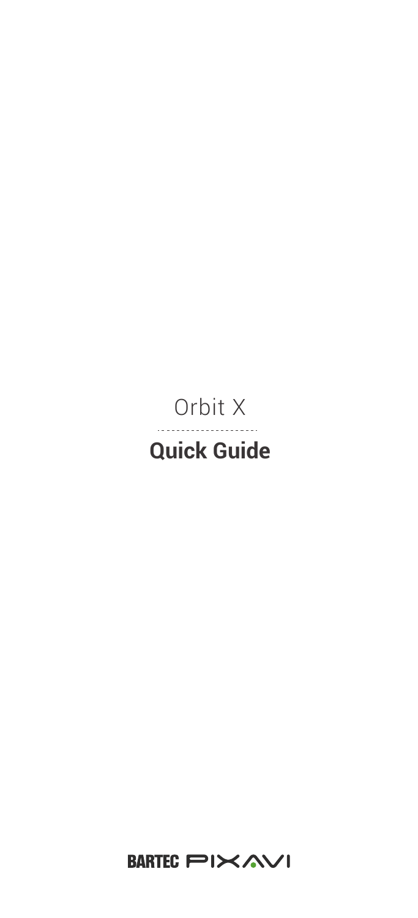Orbit X

# Quick Guide

BARTEC PIXAVI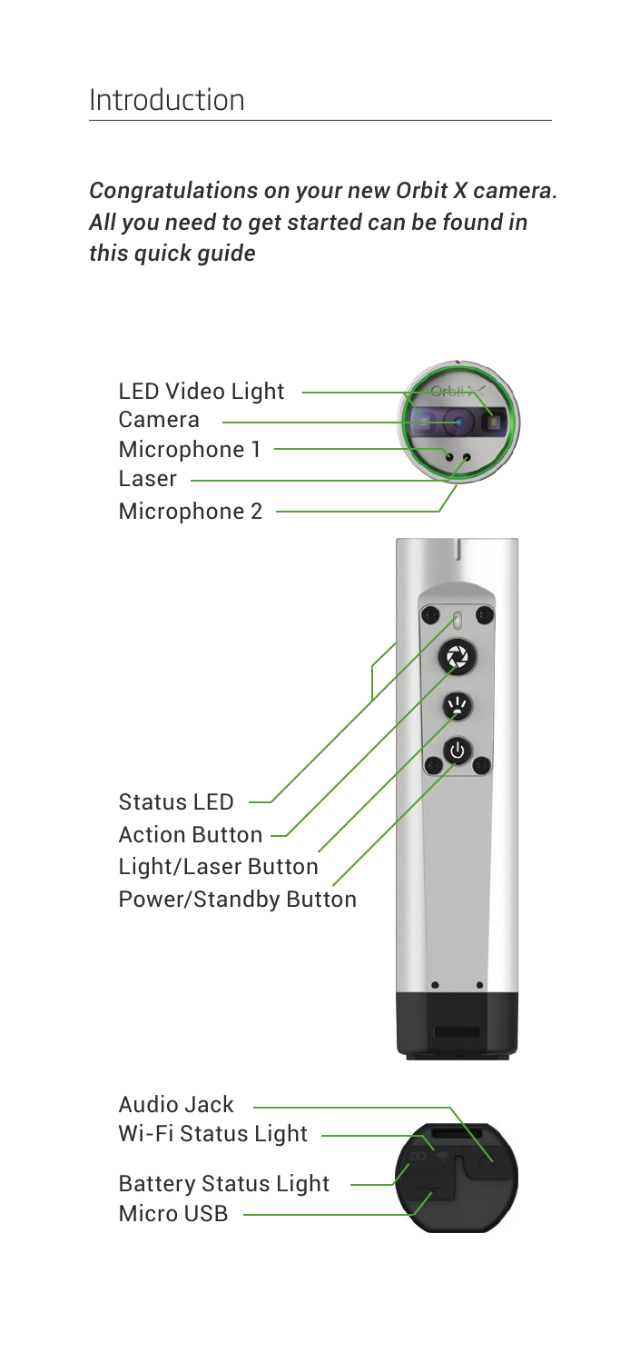# Introduction

*Congratulations on your new Orbit X camera. All you need to get started can be found in this quick guide*

LED Video Light
Camera
Microphone 1
Laser
Microphone 2

Status LED
Action Button
Light/Laser Button
Power/Standby Button

Audio Jack
Wi-Fi Status Light
Battery Status Light
Micro USB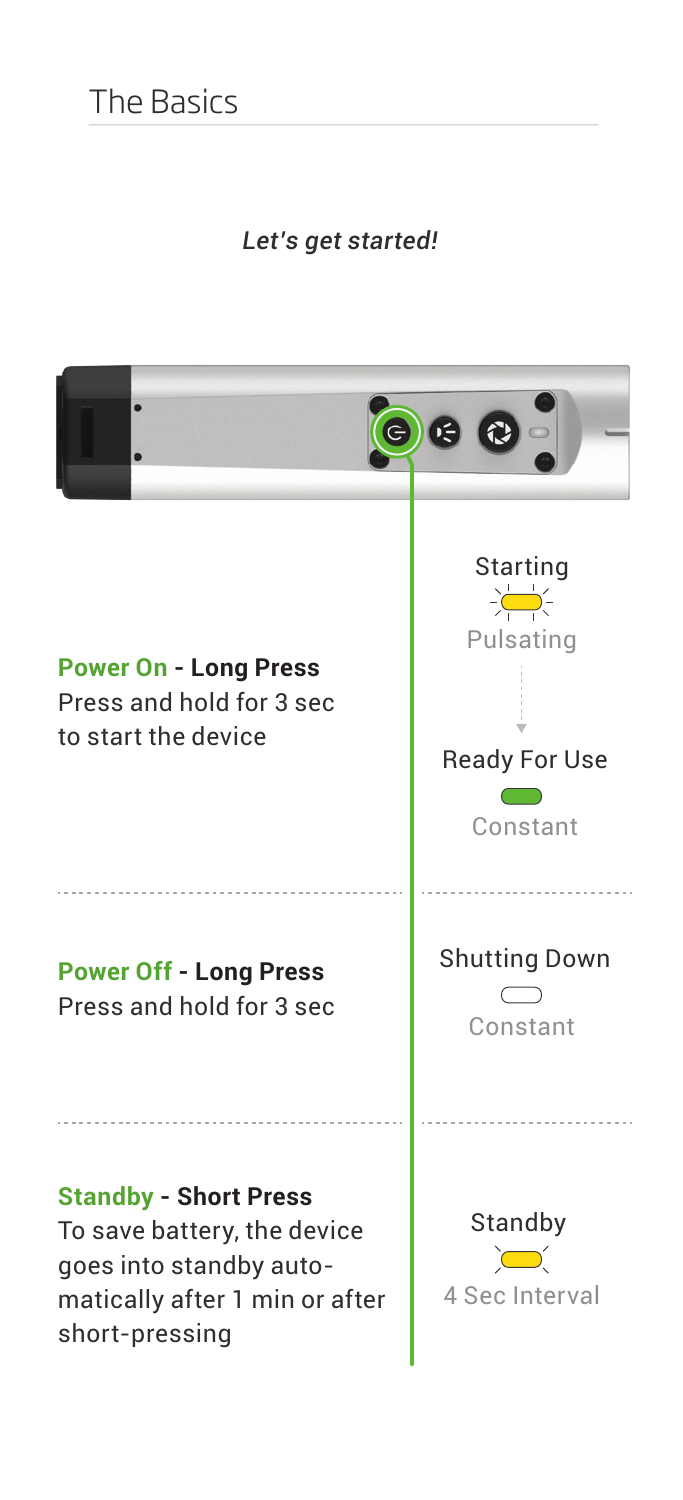# The Basics

*Let's get started!*

**Power On - Long Press**
Press and hold for 3 sec to start the device

Starting
Pulsating

Ready For Use
Constant

**Power Off - Long Press**
Press and hold for 3 sec

Shutting Down
Constant

**Standby - Short Press**
To save battery, the device goes into standby automatically after 1 min or after short-pressing

Standby
4 Sec Interval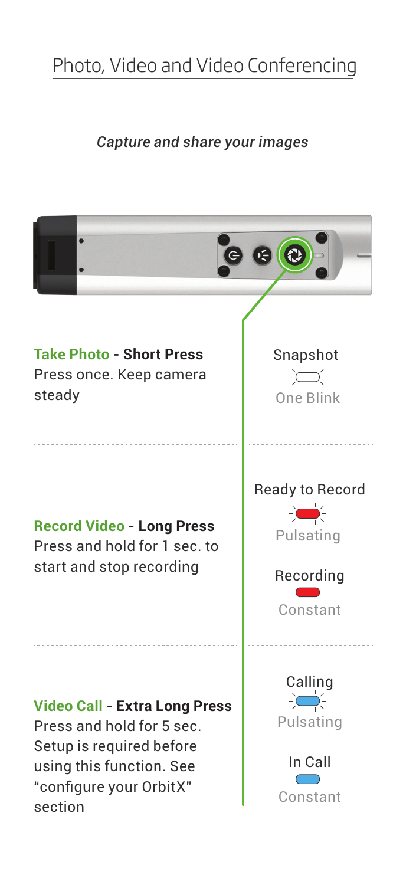# Photo, Video and Video Conferencing

*Capture and share your images*

**Take Photo - Short Press**
Press once. Keep camera steady

Snapshot
One Blink

**Record Video - Long Press**
Press and hold for 1 sec. to start and stop recording

Ready to Record
Pulsating

Recording
Constant

**Video Call - Extra Long Press**
Press and hold for 5 sec. Setup is required before using this function. See "configure your OrbitX" section

Calling
Pulsating

In Call
Constant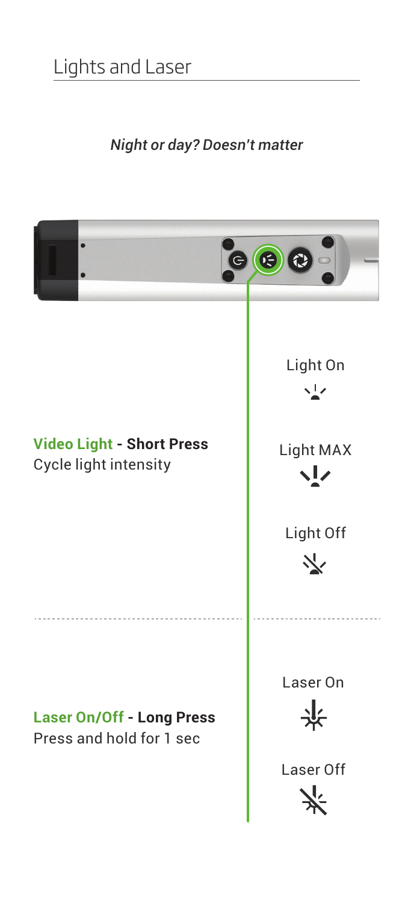## Lights and Laser

*Night or day? Doesn't matter*

**Video Light - Short Press**
Cycle light intensity

Light On

Light MAX

Light Off

**Laser On/Off - Long Press**
Press and hold for 1 sec

Laser On

Laser Off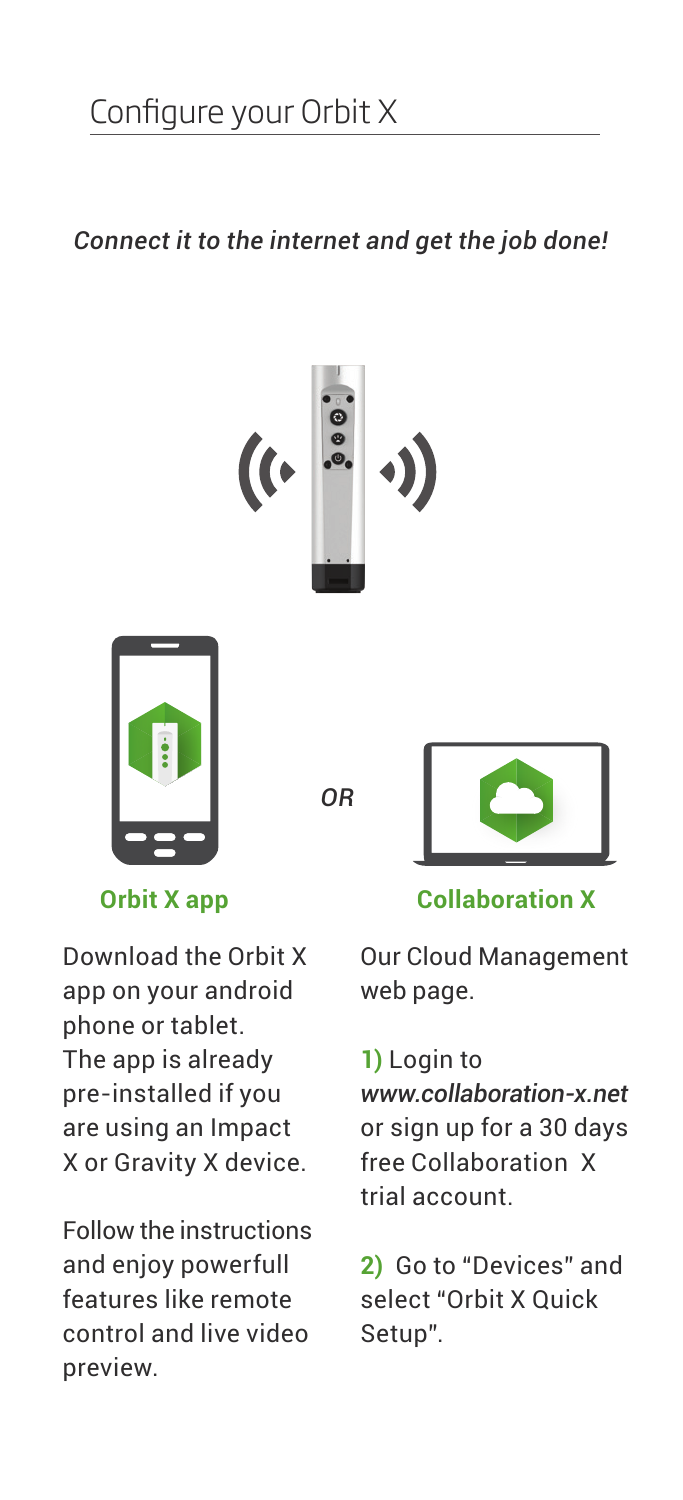# Configure your Orbit X

*Connect it to the internet and get the job done!*

**Orbit X app**

Download the Orbit X app on your android phone or tablet. The app is already pre-installed if you are using an Impact X or Gravity X device.

Follow the instructions and enjoy powerfull features like remote control and live video preview.

*OR*

**Collaboration X**

Our Cloud Management web page.

**1)** Login to *www.collaboration-x.net* or sign up for a 30 days free Collaboration X trial account.

**2)** Go to "Devices" and select "Orbit X Quick Setup".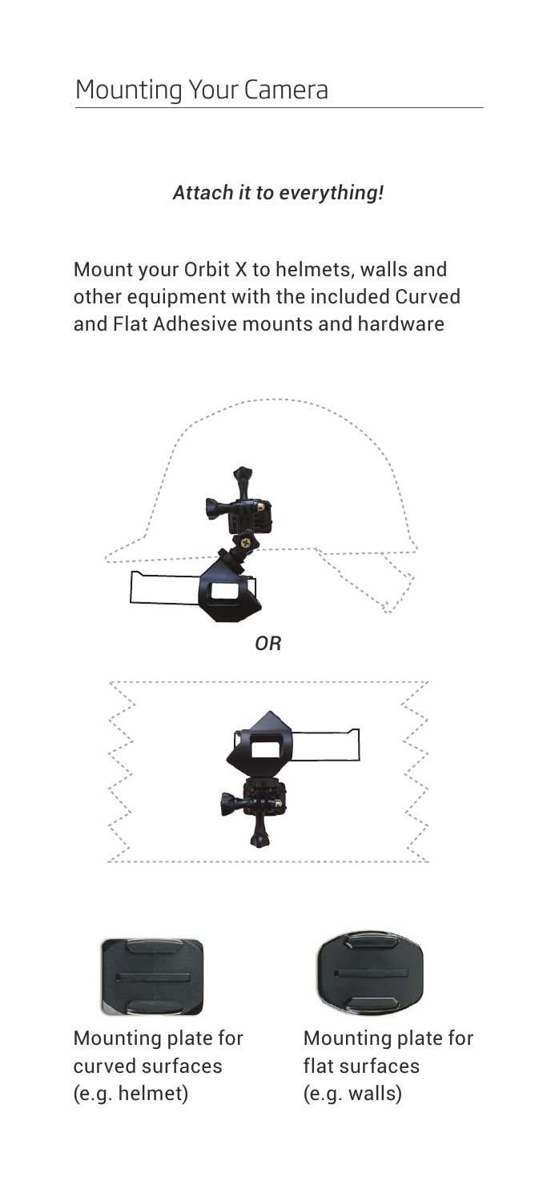# Mounting Your Camera

*Attach it to everything!*

Mount your Orbit X to helmets, walls and other equipment with the included Curved and Flat Adhesive mounts and hardware

*OR*

Mounting plate for curved surfaces (e.g. helmet)

Mounting plate for flat surfaces (e.g. walls)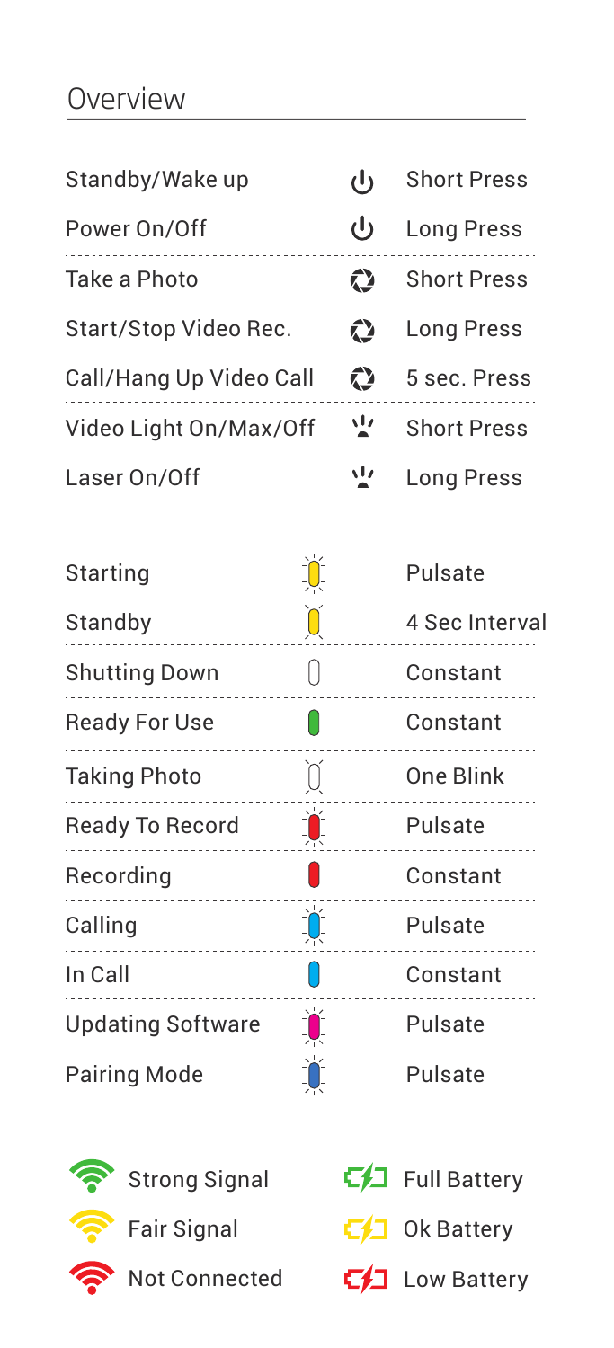## Overview

| Action | Button | Press |
|---|---|---|
| Standby/Wake up | ⏻ | Short Press |
| Power On/Off | ⏻ | Long Press |
| Take a Photo | Shutter | Short Press |
| Start/Stop Video Rec. | Shutter | Long Press |
| Call/Hang Up Video Call | Shutter | 5 sec. Press |
| Video Light On/Max/Off | Light | Short Press |
| Laser On/Off | Light | Long Press |

| Status | LED | Behavior |
|---|---|---|
| Starting | Yellow | Pulsate |
| Standby | Yellow | 4 Sec Interval |
| Shutting Down | White | Constant |
| Ready For Use | Green | Constant |
| Taking Photo | White | One Blink |
| Ready To Record | Red | Pulsate |
| Recording | Red | Constant |
| Calling | Light Blue | Pulsate |
| In Call | Light Blue | Constant |
| Updating Software | Magenta | Pulsate |
| Pairing Mode | Blue | Pulsate |

| Signal | Battery |
|---|---|
| Strong Signal (green) | Full Battery (green) |
| Fair Signal (yellow) | Ok Battery (yellow) |
| Not Connected (red) | Low Battery (red) |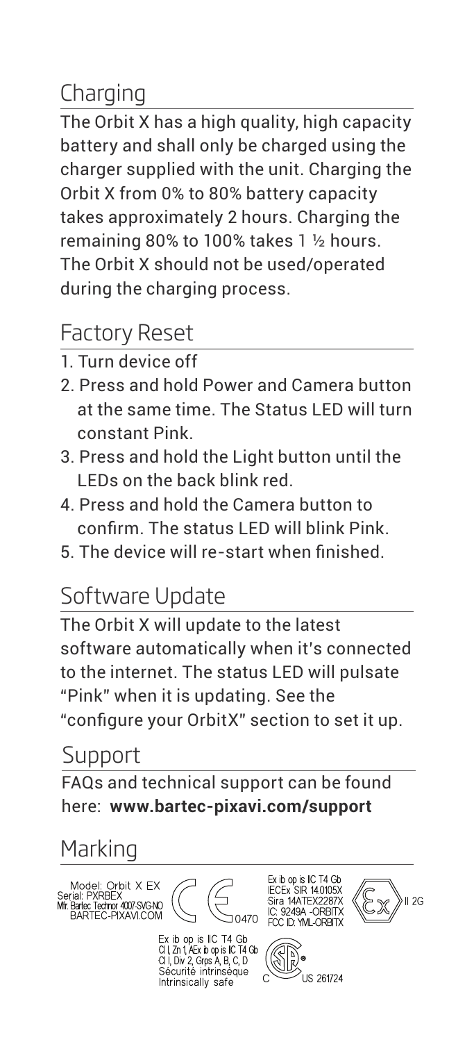## Charging

The Orbit X has a high quality, high capacity battery and shall only be charged using the charger supplied with the unit. Charging the Orbit X from 0% to 80% battery capacity takes approximately 2 hours. Charging the remaining 80% to 100% takes 1 ½ hours. The Orbit X should not be used/operated during the charging process.

## Factory Reset

1. Turn device off
2. Press and hold Power and Camera button at the same time. The Status LED will turn constant Pink.
3. Press and hold the Light button until the LEDs on the back blink red.
4. Press and hold the Camera button to confirm. The status LED will blink Pink.
5. The device will re-start when finished.

## Software Update

The Orbit X will update to the latest software automatically when it's connected to the internet. The status LED will pulsate "Pink" when it is updating. See the "configure your OrbitX" section to set it up.

## Support

FAQs and technical support can be found here: **www.bartec-pixavi.com/support**

## Marking

Model: Orbit X EX
Serial: PXRBEX
Mfr. Bartec Technor 4007-SVG-NO
BARTEC-PIXAVI.COM

CE 0470

Ex ib op is IIC T4 Gb
IECEx SIR 14.0105X
Sira 14ATEX2287X
IC: 9249A -ORBITX
FCC ID: YML-ORBITX

Ex II 2G

Ex ib op is IIC T4 Gb
Cl I, Zn 1, AEx ib op is IIC T4 Gb
Cl I, Div 2, Grps A, B, C, D
Sécurité intrinsèque
Intrinsically safe

C SP US 261724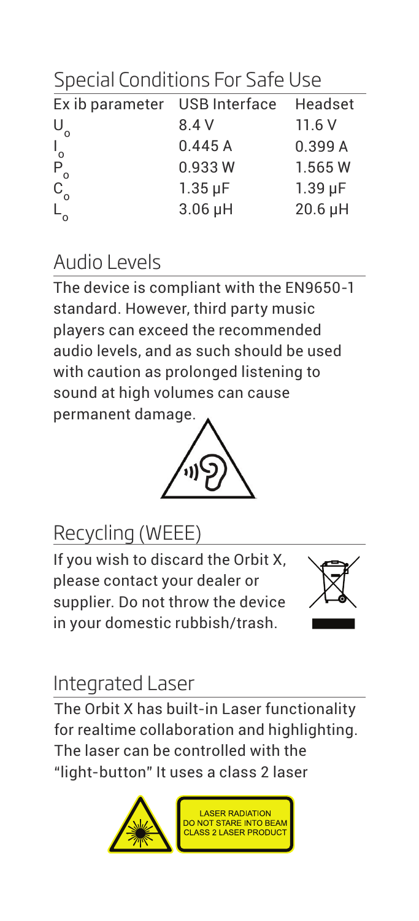## Special Conditions For Safe Use

| Ex ib parameter | USB Interface | Headset |
|---|---|---|
| $U_o$ | 8.4 V | 11.6 V |
| $I_o$ | 0.445 A | 0.399 A |
| $P_o$ | 0.933 W | 1.565 W |
| $C_o$ | 1.35 µF | 1.39 µF |
| $L_o$ | 3.06 µH | 20.6 µH |

## Audio Levels

The device is compliant with the EN9650-1 standard. However, third party music players can exceed the recommended audio levels, and as such should be used with caution as prolonged listening to sound at high volumes can cause permanent damage.

## Recycling (WEEE)

If you wish to discard the Orbit X, please contact your dealer or supplier. Do not throw the device in your domestic rubbish/trash.

## Integrated Laser

The Orbit X has built-in Laser functionality for realtime collaboration and highlighting. The laser can be controlled with the "light-button" It uses a class 2 laser

LASER RADIATION
DO NOT STARE INTO BEAM
CLASS 2 LASER PRODUCT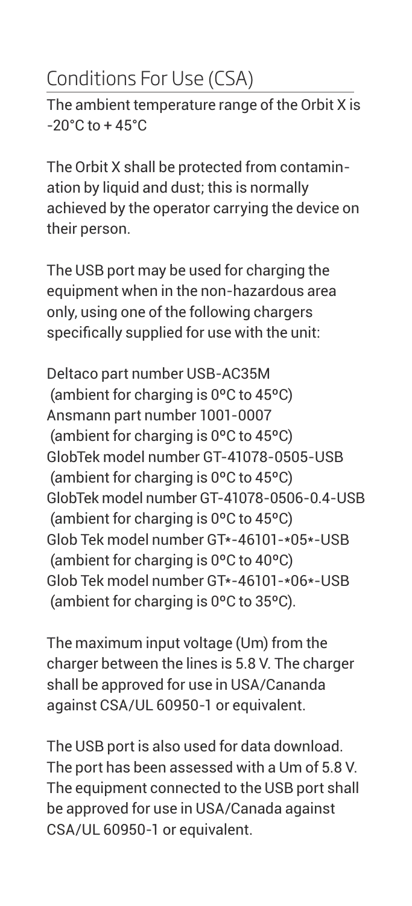## Conditions For Use (CSA)

The ambient temperature range of the Orbit X is -20°C to + 45°C

The Orbit X shall be protected from contamination by liquid and dust; this is normally achieved by the operator carrying the device on their person.

The USB port may be used for charging the equipment when in the non-hazardous area only, using one of the following chargers specifically supplied for use with the unit:

Deltaco part number USB-AC35M
(ambient for charging is 0ºC to 45ºC)
Ansmann part number 1001-0007
(ambient for charging is 0ºC to 45ºC)
GlobTek model number GT-41078-0505-USB
(ambient for charging is 0ºC to 45ºC)
GlobTek model number GT-41078-0506-0.4-USB
(ambient for charging is 0ºC to 45ºC)
Glob Tek model number GT*-46101-*05*-USB
(ambient for charging is 0ºC to 40ºC)
Glob Tek model number GT*-46101-*06*-USB
(ambient for charging is 0ºC to 35ºC).

The maximum input voltage (Um) from the charger between the lines is 5.8 V. The charger shall be approved for use in USA/Cananda against CSA/UL 60950-1 or equivalent.

The USB port is also used for data download. The port has been assessed with a Um of 5.8 V. The equipment connected to the USB port shall be approved for use in USA/Canada against CSA/UL 60950-1 or equivalent.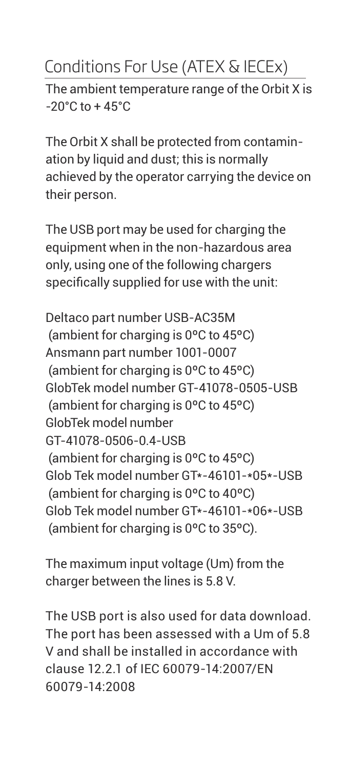## Conditions For Use (ATEX & IECEx)

The ambient temperature range of the Orbit X is -20°C to + 45°C

The Orbit X shall be protected from contamination by liquid and dust; this is normally achieved by the operator carrying the device on their person.

The USB port may be used for charging the equipment when in the non-hazardous area only, using one of the following chargers specifically supplied for use with the unit:

Deltaco part number USB-AC35M
(ambient for charging is 0ºC to 45ºC)
Ansmann part number 1001-0007
(ambient for charging is 0ºC to 45ºC)
GlobTek model number GT-41078-0505-USB
(ambient for charging is 0ºC to 45ºC)
GlobTek model number
GT-41078-0506-0.4-USB
(ambient for charging is 0ºC to 45ºC)
Glob Tek model number GT*-46101-*05*-USB
(ambient for charging is 0ºC to 40ºC)
Glob Tek model number GT*-46101-*06*-USB
(ambient for charging is 0ºC to 35ºC).

The maximum input voltage (Um) from the charger between the lines is 5.8 V.

The USB port is also used for data download. The port has been assessed with a Um of 5.8 V and shall be installed in accordance with clause 12.2.1 of IEC 60079-14:2007/EN 60079-14:2008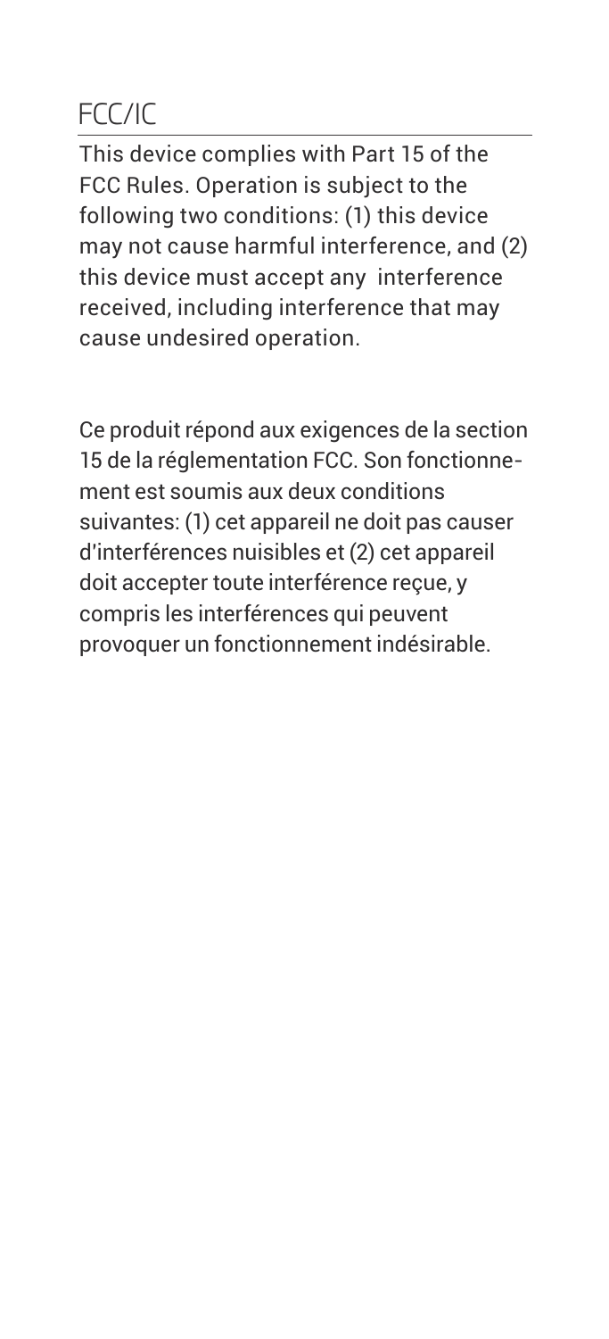## FCC/IC

This device complies with Part 15 of the FCC Rules. Operation is subject to the following two conditions: (1) this device may not cause harmful interference, and (2) this device must accept any interference received, including interference that may cause undesired operation.

Ce produit répond aux exigences de la section 15 de la réglementation FCC. Son fonctionnement est soumis aux deux conditions suivantes: (1) cet appareil ne doit pas causer d'interférences nuisibles et (2) cet appareil doit accepter toute interférence reçue, y compris les interférences qui peuvent provoquer un fonctionnement indésirable.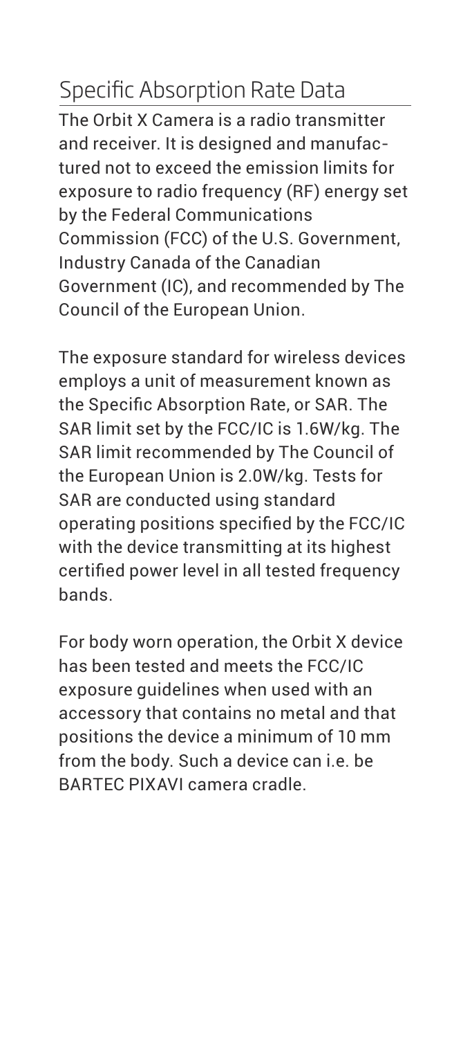## Specific Absorption Rate Data

The Orbit X Camera is a radio transmitter and receiver. It is designed and manufactured not to exceed the emission limits for exposure to radio frequency (RF) energy set by the Federal Communications Commission (FCC) of the U.S. Government, Industry Canada of the Canadian Government (IC), and recommended by The Council of the European Union.

The exposure standard for wireless devices employs a unit of measurement known as the Specific Absorption Rate, or SAR. The SAR limit set by the FCC/IC is 1.6W/kg. The SAR limit recommended by The Council of the European Union is 2.0W/kg. Tests for SAR are conducted using standard operating positions specified by the FCC/IC with the device transmitting at its highest certified power level in all tested frequency bands.

For body worn operation, the Orbit X device has been tested and meets the FCC/IC exposure guidelines when used with an accessory that contains no metal and that positions the device a minimum of 10 mm from the body. Such a device can i.e. be BARTEC PIXAVI camera cradle.